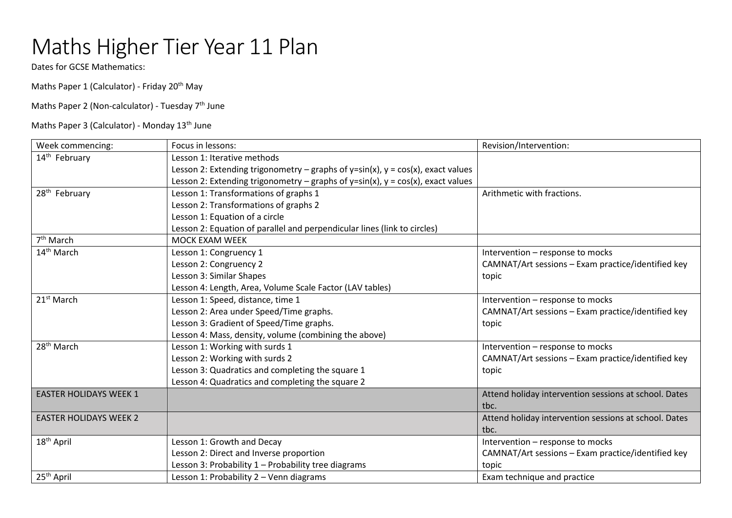# Maths Higher Tier Year 11 Plan

Dates for GCSE Mathematics:

Maths Paper 1 (Calculator) - Friday 20th May

Maths Paper 2 (Non-calculator) - Tuesday 7th June

Maths Paper 3 (Calculator) - Monday 13th June

| Week commencing: | Focus in lessons: | Revision/Intervention: |
|---|---|---|
| 14th February | Lesson 1: Iterative methods<br>Lesson 2: Extending trigonometry – graphs of $y=\sin(x)$, $y = \cos(x)$, exact values<br>Lesson 2: Extending trigonometry – graphs of $y=\sin(x)$, $y = \cos(x)$, exact values | |
| 28th February | Lesson 1: Transformations of graphs 1<br>Lesson 2: Transformations of graphs 2<br>Lesson 1: Equation of a circle<br>Lesson 2: Equation of parallel and perpendicular lines (link to circles) | Arithmetic with fractions. |
| 7th March | MOCK EXAM WEEK | |
| 14th March | Lesson 1: Congruency 1<br>Lesson 2: Congruency 2<br>Lesson 3: Similar Shapes<br>Lesson 4: Length, Area, Volume Scale Factor (LAV tables) | Intervention – response to mocks<br>CAMNAT/Art sessions – Exam practice/identified key topic |
| 21st March | Lesson 1: Speed, distance, time 1<br>Lesson 2: Area under Speed/Time graphs.<br>Lesson 3: Gradient of Speed/Time graphs.<br>Lesson 4: Mass, density, volume (combining the above) | Intervention – response to mocks<br>CAMNAT/Art sessions – Exam practice/identified key topic |
| 28th March | Lesson 1: Working with surds 1<br>Lesson 2: Working with surds 2<br>Lesson 3: Quadratics and completing the square 1<br>Lesson 4: Quadratics and completing the square 2 | Intervention – response to mocks<br>CAMNAT/Art sessions – Exam practice/identified key topic |
| EASTER HOLIDAYS WEEK 1 | | Attend holiday intervention sessions at school. Dates tbc. |
| EASTER HOLIDAYS WEEK 2 | | Attend holiday intervention sessions at school. Dates tbc. |
| 18th April | Lesson 1: Growth and Decay<br>Lesson 2: Direct and Inverse proportion<br>Lesson 3: Probability 1 – Probability tree diagrams | Intervention – response to mocks<br>CAMNAT/Art sessions – Exam practice/identified key topic |
| 25th April | Lesson 1: Probability 2 – Venn diagrams | Exam technique and practice |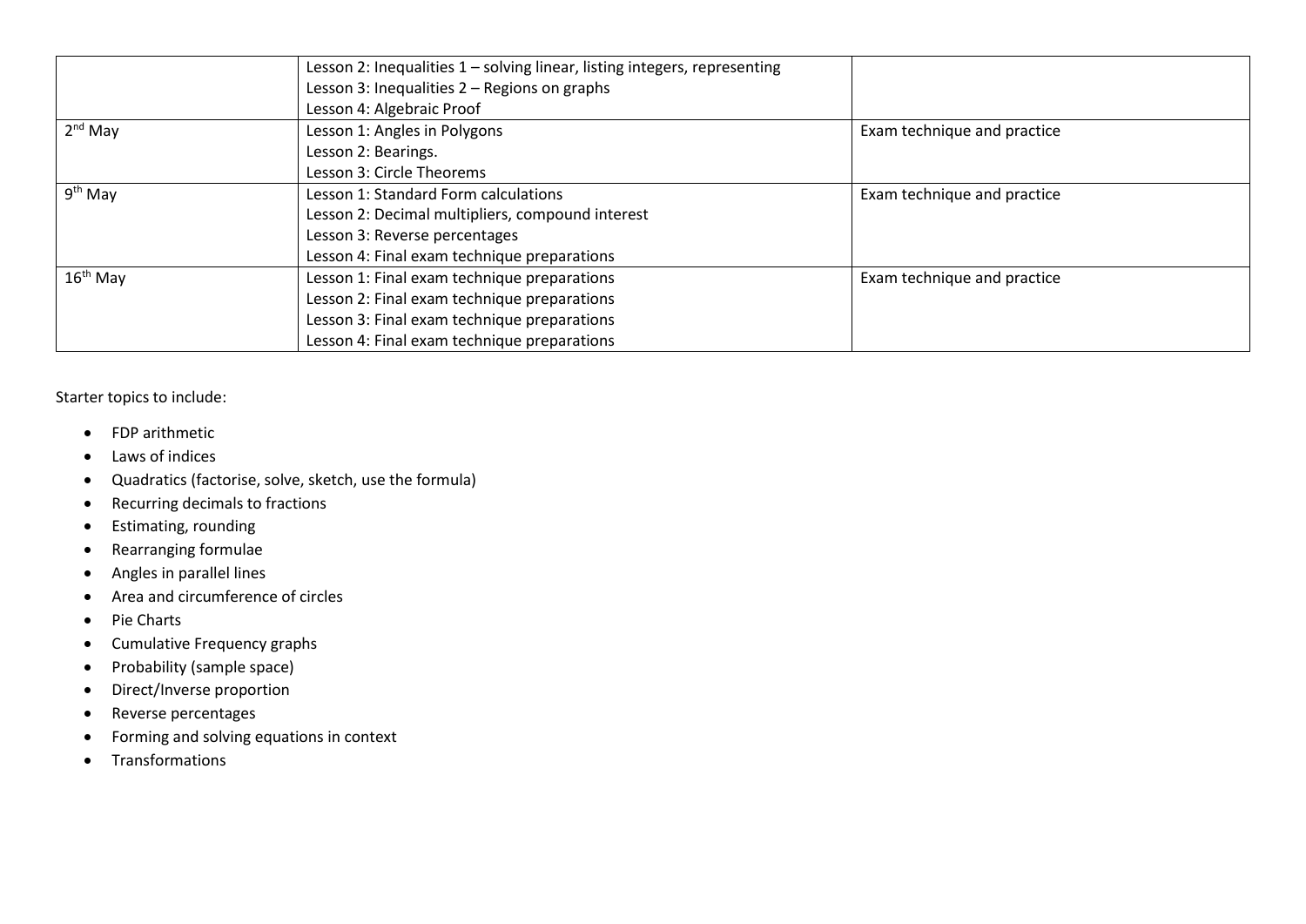| | | |
|---|---|---|
| | Lesson 2: Inequalities 1 – solving linear, listing integers, representing<br>Lesson 3: Inequalities 2 – Regions on graphs<br>Lesson 4: Algebraic Proof | |
| 2nd May | Lesson 1: Angles in Polygons<br>Lesson 2: Bearings.<br>Lesson 3: Circle Theorems | Exam technique and practice |
| 9th May | Lesson 1: Standard Form calculations<br>Lesson 2: Decimal multipliers, compound interest<br>Lesson 3: Reverse percentages<br>Lesson 4: Final exam technique preparations | Exam technique and practice |
| 16th May | Lesson 1: Final exam technique preparations<br>Lesson 2: Final exam technique preparations<br>Lesson 3: Final exam technique preparations<br>Lesson 4: Final exam technique preparations | Exam technique and practice |

Starter topics to include:

- FDP arithmetic
- Laws of indices
- Quadratics (factorise, solve, sketch, use the formula)
- Recurring decimals to fractions
- Estimating, rounding
- Rearranging formulae
- Angles in parallel lines
- Area and circumference of circles
- Pie Charts
- Cumulative Frequency graphs
- Probability (sample space)
- Direct/Inverse proportion
- Reverse percentages
- Forming and solving equations in context
- Transformations